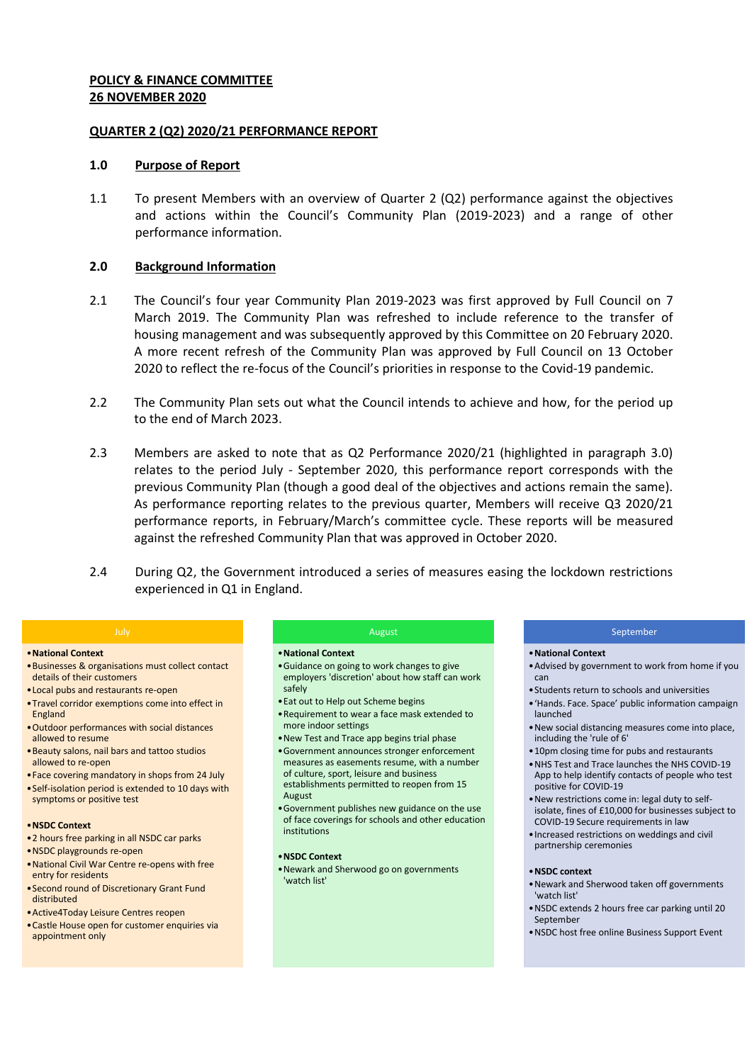**POLICY & FINANCE COMMITTEE**
**26 NOVEMBER 2020**

**QUARTER 2 (Q2) 2020/21 PERFORMANCE REPORT**

## 1.0 Purpose of Report

1.1 To present Members with an overview of Quarter 2 (Q2) performance against the objectives and actions within the Council's Community Plan (2019-2023) and a range of other performance information.

## 2.0 Background Information

2.1 The Council's four year Community Plan 2019-2023 was first approved by Full Council on 7 March 2019. The Community Plan was refreshed to include reference to the transfer of housing management and was subsequently approved by this Committee on 20 February 2020. A more recent refresh of the Community Plan was approved by Full Council on 13 October 2020 to reflect the re-focus of the Council's priorities in response to the Covid-19 pandemic.

2.2 The Community Plan sets out what the Council intends to achieve and how, for the period up to the end of March 2023.

2.3 Members are asked to note that as Q2 Performance 2020/21 (highlighted in paragraph 3.0) relates to the period July - September 2020, this performance report corresponds with the previous Community Plan (though a good deal of the objectives and actions remain the same). As performance reporting relates to the previous quarter, Members will receive Q3 2020/21 performance reports, in February/March's committee cycle. These reports will be measured against the refreshed Community Plan that was approved in October 2020.

2.4 During Q2, the Government introduced a series of measures easing the lockdown restrictions experienced in Q1 in England.

### July

- **National Context**
- Businesses & organisations must collect contact details of their customers
- Local pubs and restaurants re-open
- Travel corridor exemptions come into effect in England
- Outdoor performances with social distances allowed to resume
- Beauty salons, nail bars and tattoo studios allowed to re-open
- Face covering mandatory in shops from 24 July
- Self-isolation period is extended to 10 days with symptoms or positive test

- **NSDC Context**
- 2 hours free parking in all NSDC car parks
- NSDC playgrounds re-open
- National Civil War Centre re-opens with free entry for residents
- Second round of Discretionary Grant Fund distributed
- Active4Today Leisure Centres reopen
- Castle House open for customer enquiries via appointment only

### August

- **National Context**
- Guidance on going to work changes to give employers 'discretion' about how staff can work safely
- Eat out to Help out Scheme begins
- Requirement to wear a face mask extended to more indoor settings
- New Test and Trace app begins trial phase
- Government announces stronger enforcement measures as easements resume, with a number of culture, sport, leisure and business establishments permitted to reopen from 15 August
- Government publishes new guidance on the use of face coverings for schools and other education institutions

- **NSDC Context**
- Newark and Sherwood go on governments 'watch list'

### September

- **National Context**
- Advised by government to work from home if you can
- Students return to schools and universities
- 'Hands. Face. Space' public information campaign launched
- New social distancing measures come into place, including the 'rule of 6'
- 10pm closing time for pubs and restaurants
- NHS Test and Trace launches the NHS COVID-19 App to help identify contacts of people who test positive for COVID-19
- New restrictions come in: legal duty to self-isolate, fines of £10,000 for businesses subject to COVID-19 Secure requirements in law
- Increased restrictions on weddings and civil partnership ceremonies

- **NSDC context**
- Newark and Sherwood taken off governments 'watch list'
- NSDC extends 2 hours free car parking until 20 September
- NSDC host free online Business Support Event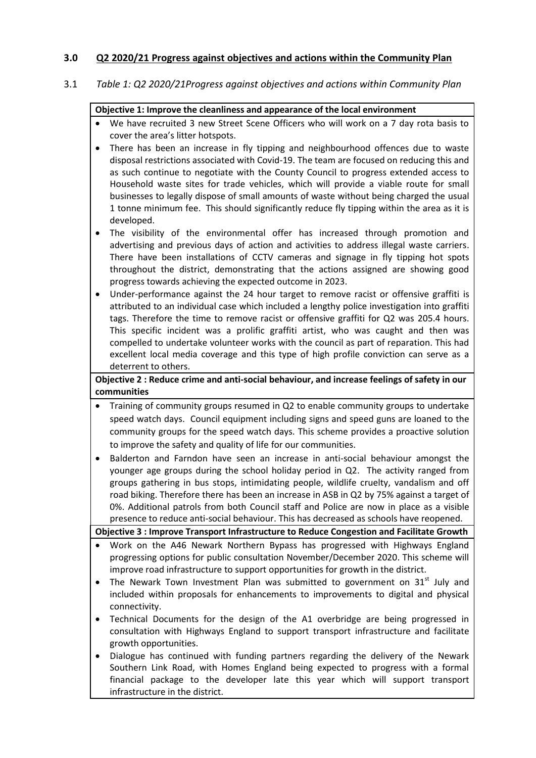## 3.0 Q2 2020/21 Progress against objectives and actions within the Community Plan

3.1 *Table 1: Q2 2020/21Progress against objectives and actions within Community Plan*

**Objective 1: Improve the cleanliness and appearance of the local environment**

- We have recruited 3 new Street Scene Officers who will work on a 7 day rota basis to cover the area's litter hotspots.
- There has been an increase in fly tipping and neighbourhood offences due to waste disposal restrictions associated with Covid-19. The team are focused on reducing this and as such continue to negotiate with the County Council to progress extended access to Household waste sites for trade vehicles, which will provide a viable route for small businesses to legally dispose of small amounts of waste without being charged the usual 1 tonne minimum fee. This should significantly reduce fly tipping within the area as it is developed.
- The visibility of the environmental offer has increased through promotion and advertising and previous days of action and activities to address illegal waste carriers. There have been installations of CCTV cameras and signage in fly tipping hot spots throughout the district, demonstrating that the actions assigned are showing good progress towards achieving the expected outcome in 2023.
- Under-performance against the 24 hour target to remove racist or offensive graffiti is attributed to an individual case which included a lengthy police investigation into graffiti tags. Therefore the time to remove racist or offensive graffiti for Q2 was 205.4 hours. This specific incident was a prolific graffiti artist, who was caught and then was compelled to undertake volunteer works with the council as part of reparation. This had excellent local media coverage and this type of high profile conviction can serve as a deterrent to others.

**Objective 2 : Reduce crime and anti-social behaviour, and increase feelings of safety in our communities**

- Training of community groups resumed in Q2 to enable community groups to undertake speed watch days. Council equipment including signs and speed guns are loaned to the community groups for the speed watch days. This scheme provides a proactive solution to improve the safety and quality of life for our communities.
- Balderton and Farndon have seen an increase in anti-social behaviour amongst the younger age groups during the school holiday period in Q2. The activity ranged from groups gathering in bus stops, intimidating people, wildlife cruelty, vandalism and off road biking. Therefore there has been an increase in ASB in Q2 by 75% against a target of 0%. Additional patrols from both Council staff and Police are now in place as a visible presence to reduce anti-social behaviour. This has decreased as schools have reopened.

**Objective 3 : Improve Transport Infrastructure to Reduce Congestion and Facilitate Growth**

- Work on the A46 Newark Northern Bypass has progressed with Highways England progressing options for public consultation November/December 2020. This scheme will improve road infrastructure to support opportunities for growth in the district.
- The Newark Town Investment Plan was submitted to government on 31st July and included within proposals for enhancements to improvements to digital and physical connectivity.
- Technical Documents for the design of the A1 overbridge are being progressed in consultation with Highways England to support transport infrastructure and facilitate growth opportunities.
- Dialogue has continued with funding partners regarding the delivery of the Newark Southern Link Road, with Homes England being expected to progress with a formal financial package to the developer late this year which will support transport infrastructure in the district.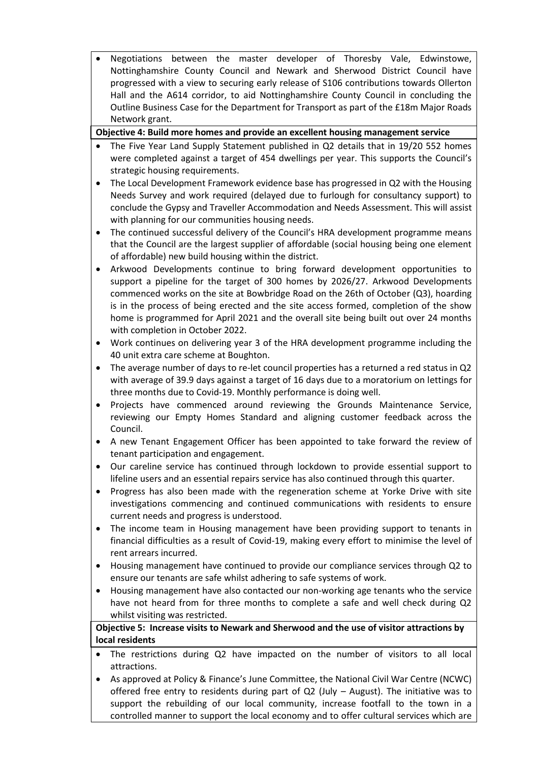- Negotiations between the master developer of Thoresby Vale, Edwinstowe, Nottinghamshire County Council and Newark and Sherwood District Council have progressed with a view to securing early release of S106 contributions towards Ollerton Hall and the A614 corridor, to aid Nottinghamshire County Council in concluding the Outline Business Case for the Department for Transport as part of the £18m Major Roads Network grant.

**Objective 4: Build more homes and provide an excellent housing management service**

- The Five Year Land Supply Statement published in Q2 details that in 19/20 552 homes were completed against a target of 454 dwellings per year. This supports the Council's strategic housing requirements.
- The Local Development Framework evidence base has progressed in Q2 with the Housing Needs Survey and work required (delayed due to furlough for consultancy support) to conclude the Gypsy and Traveller Accommodation and Needs Assessment. This will assist with planning for our communities housing needs.
- The continued successful delivery of the Council's HRA development programme means that the Council are the largest supplier of affordable (social housing being one element of affordable) new build housing within the district.
- Arkwood Developments continue to bring forward development opportunities to support a pipeline for the target of 300 homes by 2026/27. Arkwood Developments commenced works on the site at Bowbridge Road on the 26th of October (Q3), hoarding is in the process of being erected and the site access formed, completion of the show home is programmed for April 2021 and the overall site being built out over 24 months with completion in October 2022.
- Work continues on delivering year 3 of the HRA development programme including the 40 unit extra care scheme at Boughton.
- The average number of days to re-let council properties has a returned a red status in Q2 with average of 39.9 days against a target of 16 days due to a moratorium on lettings for three months due to Covid-19. Monthly performance is doing well.
- Projects have commenced around reviewing the Grounds Maintenance Service, reviewing our Empty Homes Standard and aligning customer feedback across the Council.
- A new Tenant Engagement Officer has been appointed to take forward the review of tenant participation and engagement.
- Our careline service has continued through lockdown to provide essential support to lifeline users and an essential repairs service has also continued through this quarter.
- Progress has also been made with the regeneration scheme at Yorke Drive with site investigations commencing and continued communications with residents to ensure current needs and progress is understood.
- The income team in Housing management have been providing support to tenants in financial difficulties as a result of Covid-19, making every effort to minimise the level of rent arrears incurred.
- Housing management have continued to provide our compliance services through Q2 to ensure our tenants are safe whilst adhering to safe systems of work.
- Housing management have also contacted our non-working age tenants who the service have not heard from for three months to complete a safe and well check during Q2 whilst visiting was restricted.

**Objective 5: Increase visits to Newark and Sherwood and the use of visitor attractions by local residents**

- The restrictions during Q2 have impacted on the number of visitors to all local attractions.
- As approved at Policy & Finance's June Committee, the National Civil War Centre (NCWC) offered free entry to residents during part of Q2 (July – August). The initiative was to support the rebuilding of our local community, increase footfall to the town in a controlled manner to support the local economy and to offer cultural services which are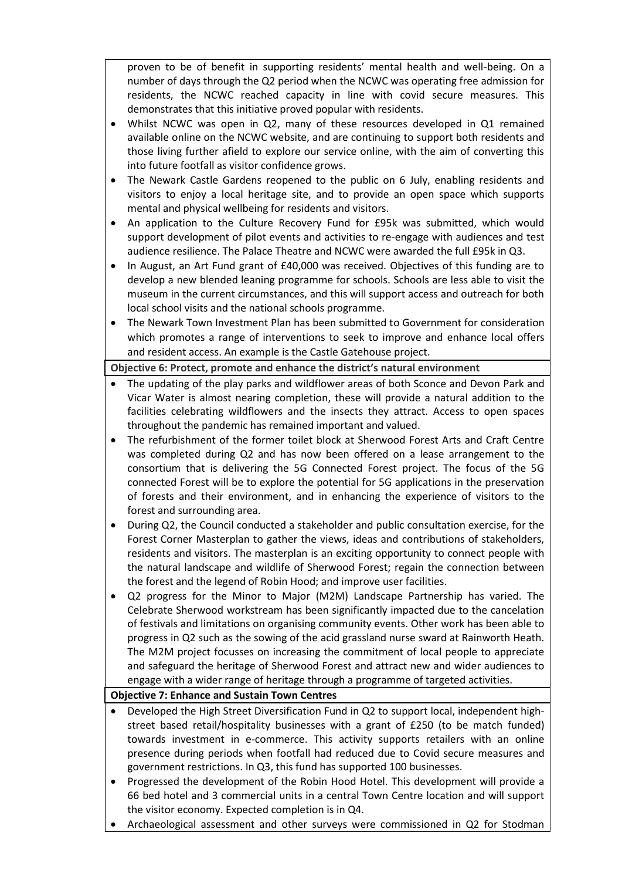proven to be of benefit in supporting residents' mental health and well-being. On a number of days through the Q2 period when the NCWC was operating free admission for residents, the NCWC reached capacity in line with covid secure measures. This demonstrates that this initiative proved popular with residents.

- Whilst NCWC was open in Q2, many of these resources developed in Q1 remained available online on the NCWC website, and are continuing to support both residents and those living further afield to explore our service online, with the aim of converting this into future footfall as visitor confidence grows.
- The Newark Castle Gardens reopened to the public on 6 July, enabling residents and visitors to enjoy a local heritage site, and to provide an open space which supports mental and physical wellbeing for residents and visitors.
- An application to the Culture Recovery Fund for £95k was submitted, which would support development of pilot events and activities to re-engage with audiences and test audience resilience. The Palace Theatre and NCWC were awarded the full £95k in Q3.
- In August, an Art Fund grant of £40,000 was received. Objectives of this funding are to develop a new blended leaning programme for schools. Schools are less able to visit the museum in the current circumstances, and this will support access and outreach for both local school visits and the national schools programme.
- The Newark Town Investment Plan has been submitted to Government for consideration which promotes a range of interventions to seek to improve and enhance local offers and resident access. An example is the Castle Gatehouse project.

**Objective 6: Protect, promote and enhance the district's natural environment**

- The updating of the play parks and wildflower areas of both Sconce and Devon Park and Vicar Water is almost nearing completion, these will provide a natural addition to the facilities celebrating wildflowers and the insects they attract. Access to open spaces throughout the pandemic has remained important and valued.
- The refurbishment of the former toilet block at Sherwood Forest Arts and Craft Centre was completed during Q2 and has now been offered on a lease arrangement to the consortium that is delivering the 5G Connected Forest project. The focus of the 5G connected Forest will be to explore the potential for 5G applications in the preservation of forests and their environment, and in enhancing the experience of visitors to the forest and surrounding area.
- During Q2, the Council conducted a stakeholder and public consultation exercise, for the Forest Corner Masterplan to gather the views, ideas and contributions of stakeholders, residents and visitors. The masterplan is an exciting opportunity to connect people with the natural landscape and wildlife of Sherwood Forest; regain the connection between the forest and the legend of Robin Hood; and improve user facilities.
- Q2 progress for the Minor to Major (M2M) Landscape Partnership has varied. The Celebrate Sherwood workstream has been significantly impacted due to the cancelation of festivals and limitations on organising community events. Other work has been able to progress in Q2 such as the sowing of the acid grassland nurse sward at Rainworth Heath. The M2M project focusses on increasing the commitment of local people to appreciate and safeguard the heritage of Sherwood Forest and attract new and wider audiences to engage with a wider range of heritage through a programme of targeted activities.

**Objective 7: Enhance and Sustain Town Centres**

- Developed the High Street Diversification Fund in Q2 to support local, independent high-street based retail/hospitality businesses with a grant of £250 (to be match funded) towards investment in e-commerce. This activity supports retailers with an online presence during periods when footfall had reduced due to Covid secure measures and government restrictions. In Q3, this fund has supported 100 businesses.
- Progressed the development of the Robin Hood Hotel. This development will provide a 66 bed hotel and 3 commercial units in a central Town Centre location and will support the visitor economy. Expected completion is in Q4.
- Archaeological assessment and other surveys were commissioned in Q2 for Stodman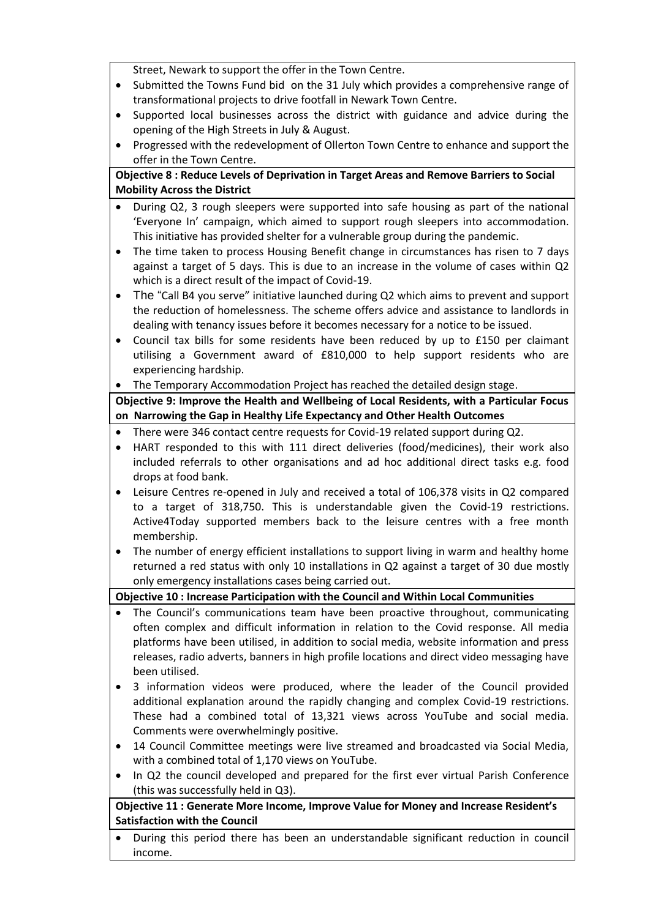Street, Newark to support the offer in the Town Centre.

- Submitted the Towns Fund bid on the 31 July which provides a comprehensive range of transformational projects to drive footfall in Newark Town Centre.
- Supported local businesses across the district with guidance and advice during the opening of the High Streets in July & August.
- Progressed with the redevelopment of Ollerton Town Centre to enhance and support the offer in the Town Centre.

**Objective 8 : Reduce Levels of Deprivation in Target Areas and Remove Barriers to Social Mobility Across the District**

- During Q2, 3 rough sleepers were supported into safe housing as part of the national 'Everyone In' campaign, which aimed to support rough sleepers into accommodation. This initiative has provided shelter for a vulnerable group during the pandemic.
- The time taken to process Housing Benefit change in circumstances has risen to 7 days against a target of 5 days. This is due to an increase in the volume of cases within Q2 which is a direct result of the impact of Covid-19.
- The "Call B4 you serve" initiative launched during Q2 which aims to prevent and support the reduction of homelessness. The scheme offers advice and assistance to landlords in dealing with tenancy issues before it becomes necessary for a notice to be issued.
- Council tax bills for some residents have been reduced by up to £150 per claimant utilising a Government award of £810,000 to help support residents who are experiencing hardship.
- The Temporary Accommodation Project has reached the detailed design stage.

**Objective 9: Improve the Health and Wellbeing of Local Residents, with a Particular Focus on Narrowing the Gap in Healthy Life Expectancy and Other Health Outcomes**

- There were 346 contact centre requests for Covid-19 related support during Q2.
- HART responded to this with 111 direct deliveries (food/medicines), their work also included referrals to other organisations and ad hoc additional direct tasks e.g. food drops at food bank.
- Leisure Centres re-opened in July and received a total of 106,378 visits in Q2 compared to a target of 318,750. This is understandable given the Covid-19 restrictions. Active4Today supported members back to the leisure centres with a free month membership.
- The number of energy efficient installations to support living in warm and healthy home returned a red status with only 10 installations in Q2 against a target of 30 due mostly only emergency installations cases being carried out.

**Objective 10 : Increase Participation with the Council and Within Local Communities**

- The Council's communications team have been proactive throughout, communicating often complex and difficult information in relation to the Covid response. All media platforms have been utilised, in addition to social media, website information and press releases, radio adverts, banners in high profile locations and direct video messaging have been utilised.
- 3 information videos were produced, where the leader of the Council provided additional explanation around the rapidly changing and complex Covid-19 restrictions. These had a combined total of 13,321 views across YouTube and social media. Comments were overwhelmingly positive.
- 14 Council Committee meetings were live streamed and broadcasted via Social Media, with a combined total of 1,170 views on YouTube.
- In Q2 the council developed and prepared for the first ever virtual Parish Conference (this was successfully held in Q3).

**Objective 11 : Generate More Income, Improve Value for Money and Increase Resident's Satisfaction with the Council**

- During this period there has been an understandable significant reduction in council income.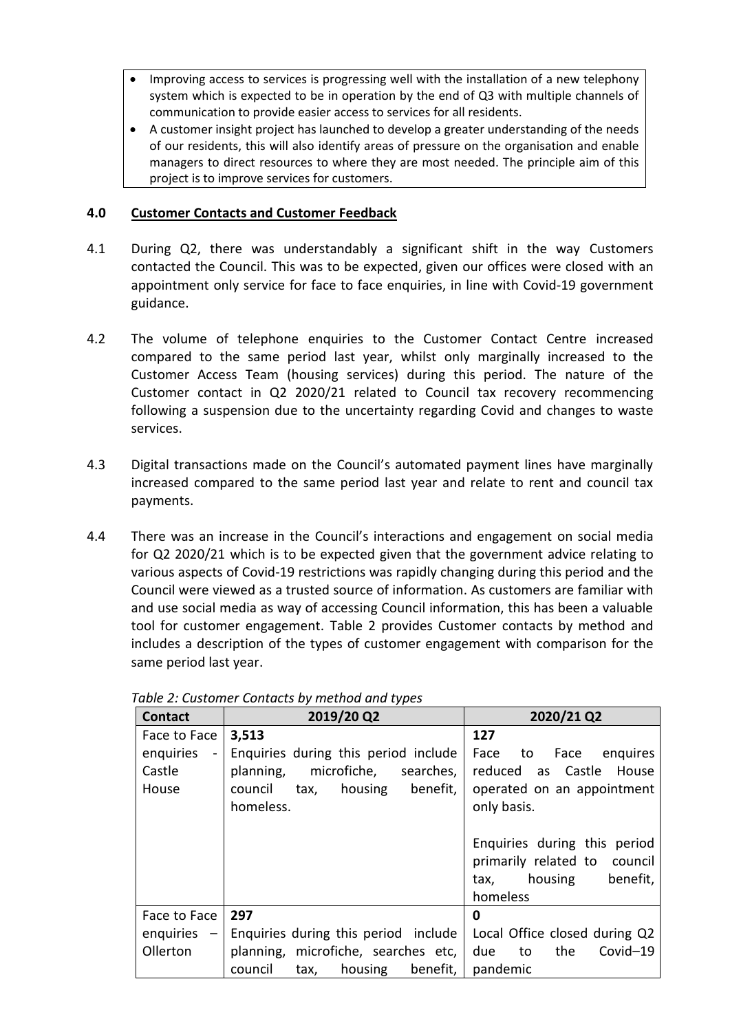- Improving access to services is progressing well with the installation of a new telephony system which is expected to be in operation by the end of Q3 with multiple channels of communication to provide easier access to services for all residents.
- A customer insight project has launched to develop a greater understanding of the needs of our residents, this will also identify areas of pressure on the organisation and enable managers to direct resources to where they are most needed. The principle aim of this project is to improve services for customers.

## 4.0 Customer Contacts and Customer Feedback

4.1 During Q2, there was understandably a significant shift in the way Customers contacted the Council. This was to be expected, given our offices were closed with an appointment only service for face to face enquiries, in line with Covid-19 government guidance.

4.2 The volume of telephone enquiries to the Customer Contact Centre increased compared to the same period last year, whilst only marginally increased to the Customer Access Team (housing services) during this period. The nature of the Customer contact in Q2 2020/21 related to Council tax recovery recommencing following a suspension due to the uncertainty regarding Covid and changes to waste services.

4.3 Digital transactions made on the Council's automated payment lines have marginally increased compared to the same period last year and relate to rent and council tax payments.

4.4 There was an increase in the Council's interactions and engagement on social media for Q2 2020/21 which is to be expected given that the government advice relating to various aspects of Covid-19 restrictions was rapidly changing during this period and the Council were viewed as a trusted source of information. As customers are familiar with and use social media as way of accessing Council information, this has been a valuable tool for customer engagement. Table 2 provides Customer contacts by method and includes a description of the types of customer engagement with comparison for the same period last year.

*Table 2: Customer Contacts by method and types*

| Contact | 2019/20 Q2 | 2020/21 Q2 |
|---|---|---|
| Face to Face enquiries - Castle House | **3,513**<br>Enquiries during this period include planning, microfiche, searches, council tax, housing benefit, homeless. | **127**<br>Face to Face enquires reduced as Castle House operated on an appointment only basis.<br><br>Enquiries during this period primarily related to council tax, housing benefit, homeless |
| Face to Face enquiries – Ollerton | **297**<br>Enquiries during this period include planning, microfiche, searches etc, council tax, housing benefit, | **0**<br>Local Office closed during Q2 due to the Covid–19 pandemic |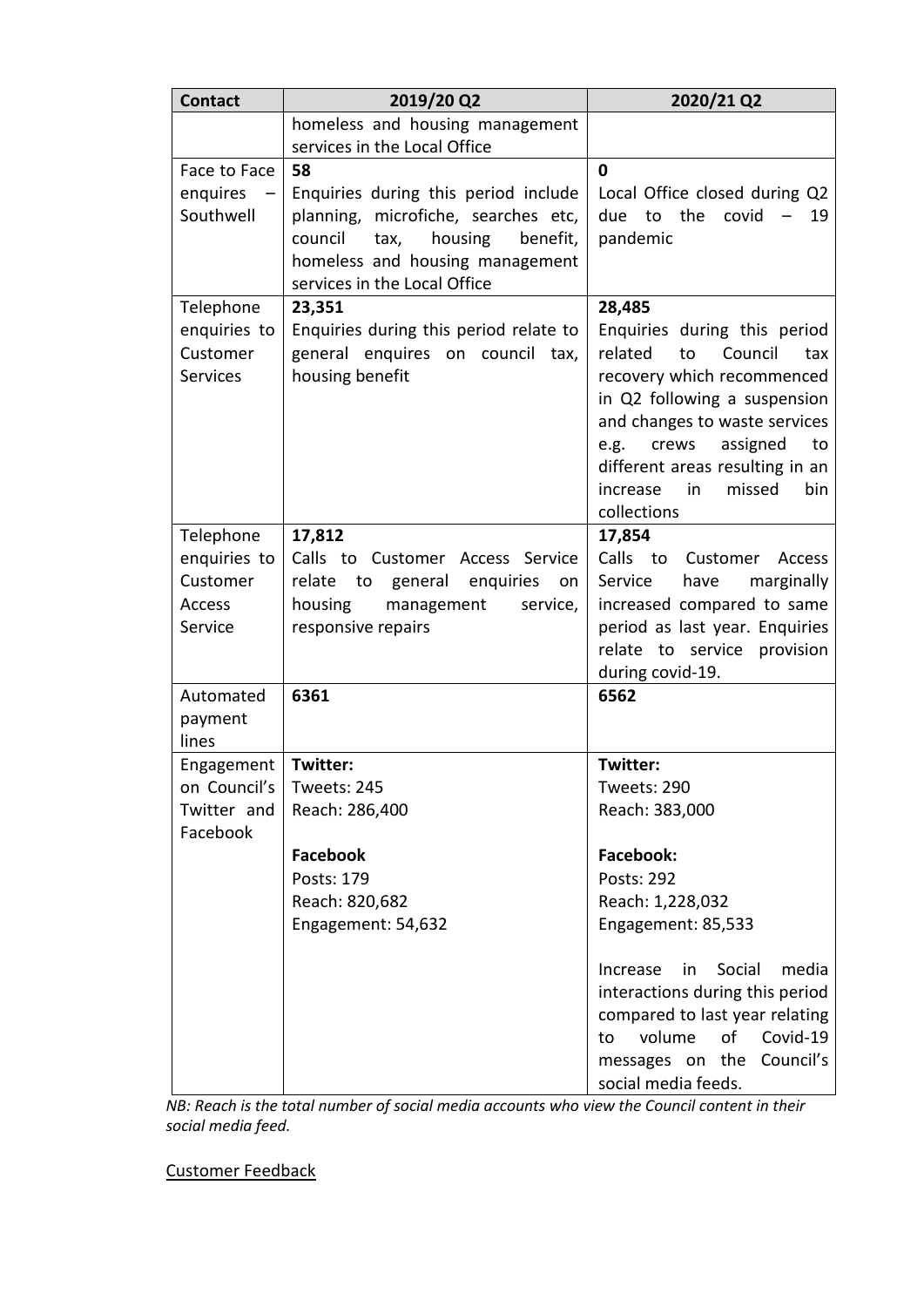| Contact | 2019/20 Q2 | 2020/21 Q2 |
|---|---|---|
| | homeless and housing management services in the Local Office | |
| Face to Face enquires – Southwell | **58**<br>Enquiries during this period include planning, microfiche, searches etc, council tax, housing benefit, homeless and housing management services in the Local Office | **0**<br>Local Office closed during Q2 due to the covid – 19 pandemic |
| Telephone enquiries to Customer Services | **23,351**<br>Enquiries during this period relate to general enquires on council tax, housing benefit | **28,485**<br>Enquiries during this period related to Council tax recovery which recommenced in Q2 following a suspension and changes to waste services e.g. crews assigned to different areas resulting in an increase in missed bin collections |
| Telephone enquiries to Customer Access Service | **17,812**<br>Calls to Customer Access Service relate to general enquiries on housing management service, responsive repairs | **17,854**<br>Calls to Customer Access Service have marginally increased compared to same period as last year. Enquiries relate to service provision during covid-19. |
| Automated payment lines | **6361** | **6562** |
| Engagement on Council's Twitter and Facebook | **Twitter:**<br>Tweets: 245<br>Reach: 286,400<br><br>**Facebook**<br>Posts: 179<br>Reach: 820,682<br>Engagement: 54,632 | **Twitter:**<br>Tweets: 290<br>Reach: 383,000<br><br>**Facebook:**<br>Posts: 292<br>Reach: 1,228,032<br>Engagement: 85,533<br><br>Increase in Social media interactions during this period compared to last year relating to volume of Covid-19 messages on the Council's social media feeds. |

*NB: Reach is the total number of social media accounts who view the Council content in their social media feed.*

<u>Customer Feedback</u>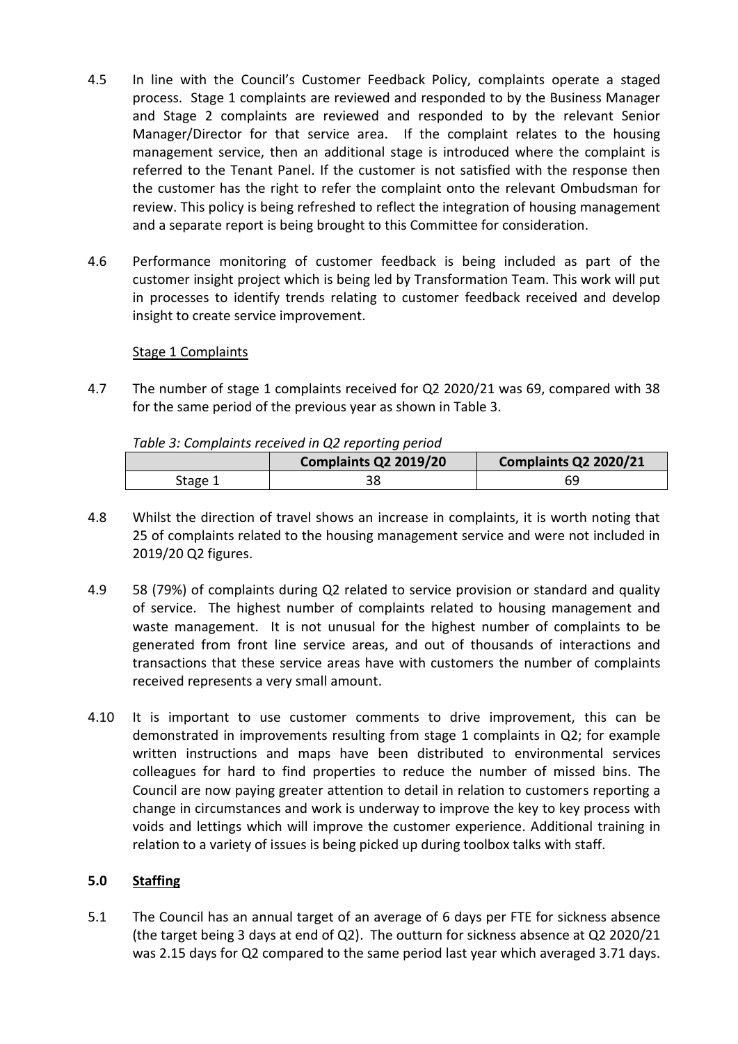4.5 In line with the Council's Customer Feedback Policy, complaints operate a staged process. Stage 1 complaints are reviewed and responded to by the Business Manager and Stage 2 complaints are reviewed and responded to by the relevant Senior Manager/Director for that service area. If the complaint relates to the housing management service, then an additional stage is introduced where the complaint is referred to the Tenant Panel. If the customer is not satisfied with the response then the customer has the right to refer the complaint onto the relevant Ombudsman for review. This policy is being refreshed to reflect the integration of housing management and a separate report is being brought to this Committee for consideration.

4.6 Performance monitoring of customer feedback is being included as part of the customer insight project which is being led by Transformation Team. This work will put in processes to identify trends relating to customer feedback received and develop insight to create service improvement.

Stage 1 Complaints

4.7 The number of stage 1 complaints received for Q2 2020/21 was 69, compared with 38 for the same period of the previous year as shown in Table 3.

*Table 3: Complaints received in Q2 reporting period*

| | Complaints Q2 2019/20 | Complaints Q2 2020/21 |
|---|---|---|
| Stage 1 | 38 | 69 |

4.8 Whilst the direction of travel shows an increase in complaints, it is worth noting that 25 of complaints related to the housing management service and were not included in 2019/20 Q2 figures.

4.9 58 (79%) of complaints during Q2 related to service provision or standard and quality of service. The highest number of complaints related to housing management and waste management. It is not unusual for the highest number of complaints to be generated from front line service areas, and out of thousands of interactions and transactions that these service areas have with customers the number of complaints received represents a very small amount.

4.10 It is important to use customer comments to drive improvement, this can be demonstrated in improvements resulting from stage 1 complaints in Q2; for example written instructions and maps have been distributed to environmental services colleagues for hard to find properties to reduce the number of missed bins. The Council are now paying greater attention to detail in relation to customers reporting a change in circumstances and work is underway to improve the key to key process with voids and lettings which will improve the customer experience. Additional training in relation to a variety of issues is being picked up during toolbox talks with staff.

## 5.0 Staffing

5.1 The Council has an annual target of an average of 6 days per FTE for sickness absence (the target being 3 days at end of Q2). The outturn for sickness absence at Q2 2020/21 was 2.15 days for Q2 compared to the same period last year which averaged 3.71 days.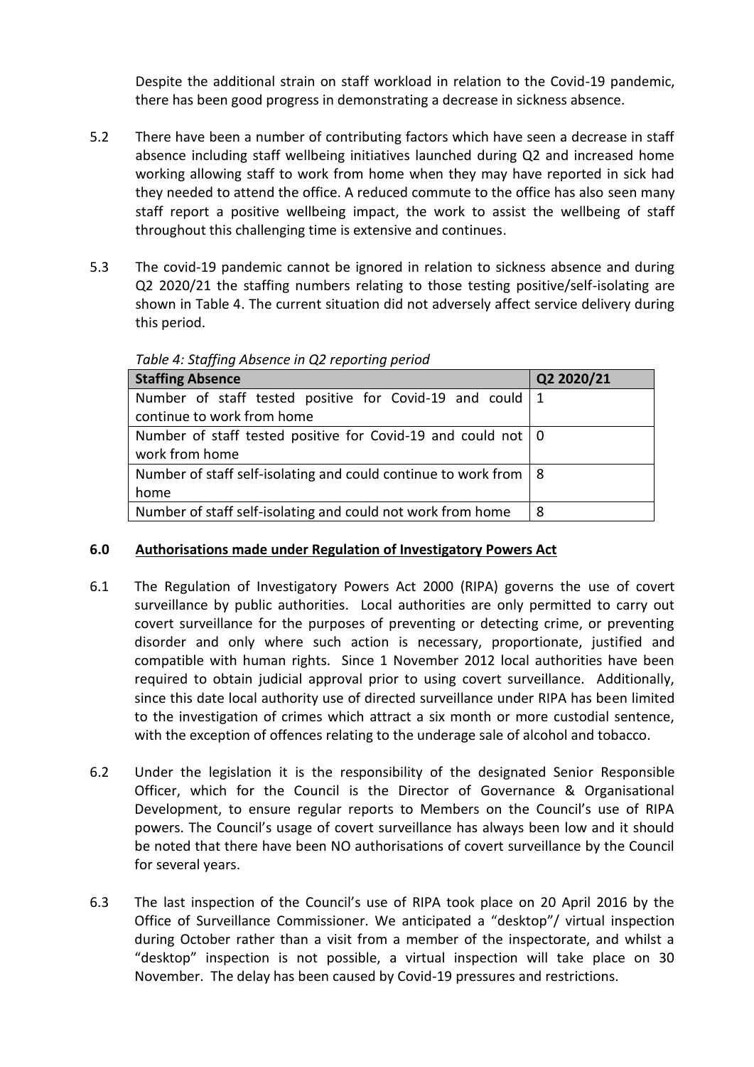Despite the additional strain on staff workload in relation to the Covid-19 pandemic, there has been good progress in demonstrating a decrease in sickness absence.

5.2 There have been a number of contributing factors which have seen a decrease in staff absence including staff wellbeing initiatives launched during Q2 and increased home working allowing staff to work from home when they may have reported in sick had they needed to attend the office. A reduced commute to the office has also seen many staff report a positive wellbeing impact, the work to assist the wellbeing of staff throughout this challenging time is extensive and continues.

5.3 The covid-19 pandemic cannot be ignored in relation to sickness absence and during Q2 2020/21 the staffing numbers relating to those testing positive/self-isolating are shown in Table 4. The current situation did not adversely affect service delivery during this period.

*Table 4: Staffing Absence in Q2 reporting period*

| Staffing Absence | Q2 2020/21 |
|---|---|
| Number of staff tested positive for Covid-19 and could continue to work from home | 1 |
| Number of staff tested positive for Covid-19 and could not work from home | 0 |
| Number of staff self-isolating and could continue to work from home | 8 |
| Number of staff self-isolating and could not work from home | 8 |

## 6.0 Authorisations made under Regulation of Investigatory Powers Act

6.1 The Regulation of Investigatory Powers Act 2000 (RIPA) governs the use of covert surveillance by public authorities. Local authorities are only permitted to carry out covert surveillance for the purposes of preventing or detecting crime, or preventing disorder and only where such action is necessary, proportionate, justified and compatible with human rights. Since 1 November 2012 local authorities have been required to obtain judicial approval prior to using covert surveillance. Additionally, since this date local authority use of directed surveillance under RIPA has been limited to the investigation of crimes which attract a six month or more custodial sentence, with the exception of offences relating to the underage sale of alcohol and tobacco.

6.2 Under the legislation it is the responsibility of the designated Senior Responsible Officer, which for the Council is the Director of Governance & Organisational Development, to ensure regular reports to Members on the Council's use of RIPA powers. The Council's usage of covert surveillance has always been low and it should be noted that there have been NO authorisations of covert surveillance by the Council for several years.

6.3 The last inspection of the Council's use of RIPA took place on 20 April 2016 by the Office of Surveillance Commissioner. We anticipated a "desktop"/ virtual inspection during October rather than a visit from a member of the inspectorate, and whilst a "desktop" inspection is not possible, a virtual inspection will take place on 30 November. The delay has been caused by Covid-19 pressures and restrictions.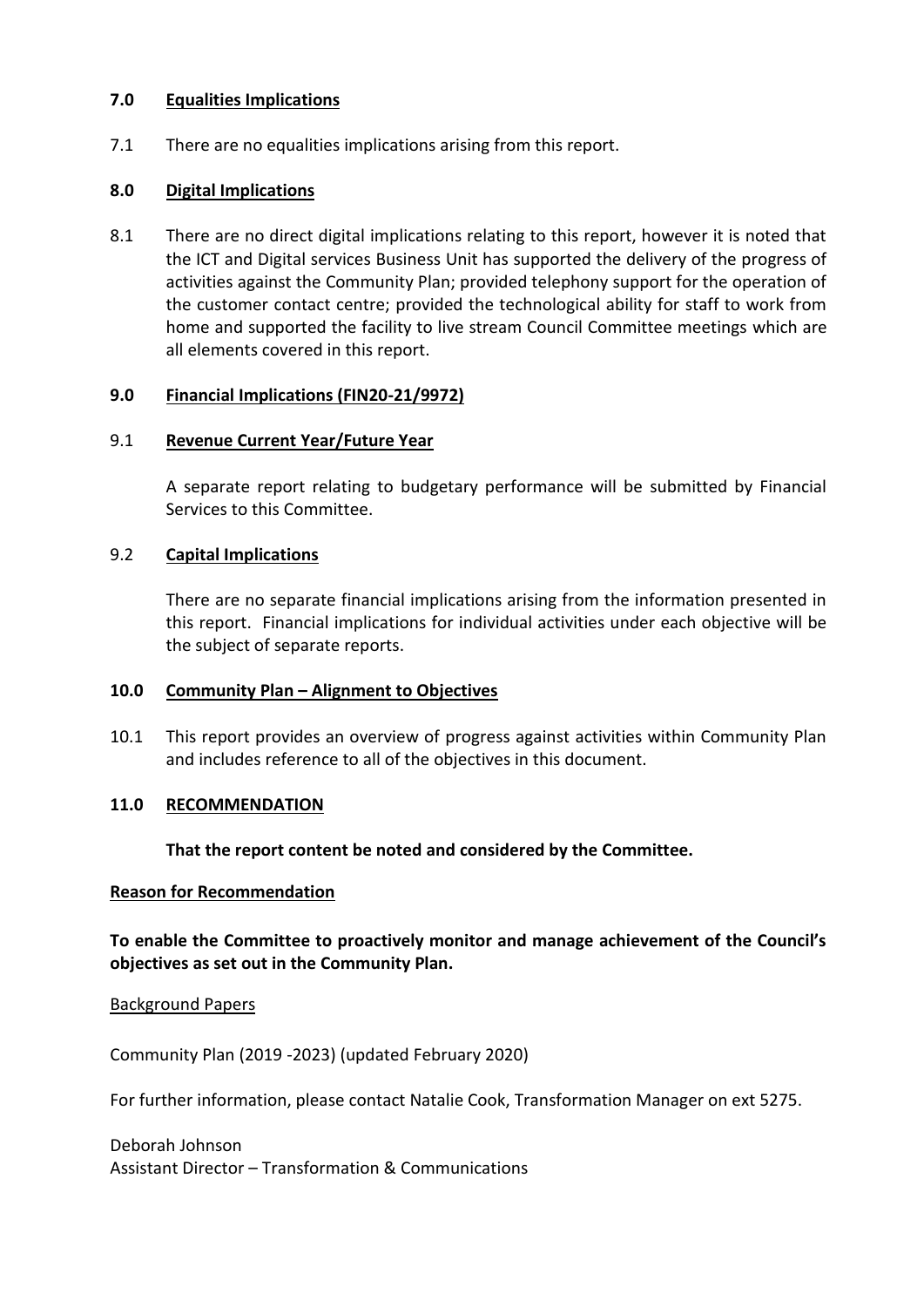## 7.0 Equalities Implications

7.1 There are no equalities implications arising from this report.

## 8.0 Digital Implications

8.1 There are no direct digital implications relating to this report, however it is noted that the ICT and Digital services Business Unit has supported the delivery of the progress of activities against the Community Plan; provided telephony support for the operation of the customer contact centre; provided the technological ability for staff to work from home and supported the facility to live stream Council Committee meetings which are all elements covered in this report.

## 9.0 Financial Implications (FIN20-21/9972)

### 9.1 Revenue Current Year/Future Year

A separate report relating to budgetary performance will be submitted by Financial Services to this Committee.

### 9.2 Capital Implications

There are no separate financial implications arising from the information presented in this report. Financial implications for individual activities under each objective will be the subject of separate reports.

## 10.0 Community Plan – Alignment to Objectives

10.1 This report provides an overview of progress against activities within Community Plan and includes reference to all of the objectives in this document.

## 11.0 RECOMMENDATION

**That the report content be noted and considered by the Committee.**

**Reason for Recommendation**

**To enable the Committee to proactively monitor and manage achievement of the Council's objectives as set out in the Community Plan.**

Background Papers

Community Plan (2019 -2023) (updated February 2020)

For further information, please contact Natalie Cook, Transformation Manager on ext 5275.

Deborah Johnson
Assistant Director – Transformation & Communications